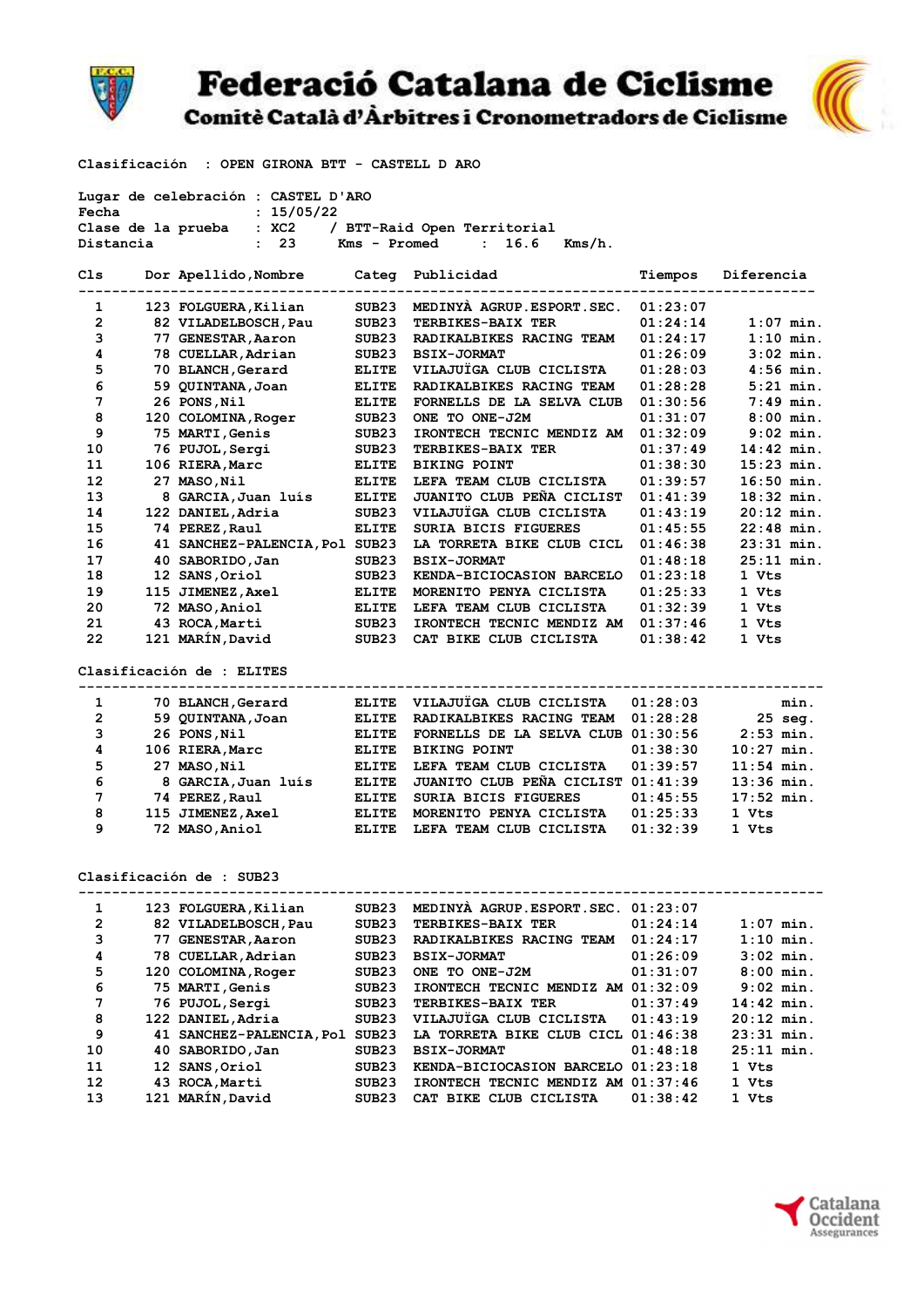# Federació Catalana de Ciclisme

## Comitè Català d'Àrbitres i Cronometradors de Ciclisme

Clasificación : OPEN GIRONA BTT - CASTELL D ARO

Lugar de celebración : CASTEL D'ARO
Fecha : 15/05/22
Clase de la prueba : XC2 / BTT-Raid Open Territorial
Distancia : 23 Kms - Promed : 16.6 Kms/h.

| Cls | Dor | Apellido,Nombre | Categ | Publicidad | Tiempos | Diferencia |
|---|---|---|---|---|---|---|
| 1 | 123 | FOLGUERA,Kilian | SUB23 | MEDINYÀ AGRUP.ESPORT.SEC. | 01:23:07 | |
| 2 | 82 | VILADELBOSCH,Pau | SUB23 | TERBIKES-BAIX TER | 01:24:14 | 1:07 min. |
| 3 | 77 | GENESTAR,Aaron | SUB23 | RADIKALBIKES RACING TEAM | 01:24:17 | 1:10 min. |
| 4 | 78 | CUELLAR,Adrian | SUB23 | BSIX-JORMAT | 01:26:09 | 3:02 min. |
| 5 | 70 | BLANCH,Gerard | ELITE | VILAJUÏGA CLUB CICLISTA | 01:28:03 | 4:56 min. |
| 6 | 59 | QUINTANA,Joan | ELITE | RADIKALBIKES RACING TEAM | 01:28:28 | 5:21 min. |
| 7 | 26 | PONS,Nil | ELITE | FORNELLS DE LA SELVA CLUB | 01:30:56 | 7:49 min. |
| 8 | 120 | COLOMINA,Roger | SUB23 | ONE TO ONE-J2M | 01:31:07 | 8:00 min. |
| 9 | 75 | MARTI,Genis | SUB23 | IRONTECH TECNIC MENDIZ AM | 01:32:09 | 9:02 min. |
| 10 | 76 | PUJOL,Sergi | SUB23 | TERBIKES-BAIX TER | 01:37:49 | 14:42 min. |
| 11 | 106 | RIERA,Marc | ELITE | BIKING POINT | 01:38:30 | 15:23 min. |
| 12 | 27 | MASO,Nil | ELITE | LEFA TEAM CLUB CICLISTA | 01:39:57 | 16:50 min. |
| 13 | 8 | GARCIA,Juan luís | ELITE | JUANITO CLUB PEÑA CICLIST | 01:41:39 | 18:32 min. |
| 14 | 122 | DANIEL,Adria | SUB23 | VILAJUÏGA CLUB CICLISTA | 01:43:19 | 20:12 min. |
| 15 | 74 | PEREZ,Raul | ELITE | SURIA BICIS FIGUERES | 01:45:55 | 22:48 min. |
| 16 | 41 | SANCHEZ-PALENCIA,Pol | SUB23 | LA TORRETA BIKE CLUB CICL | 01:46:38 | 23:31 min. |
| 17 | 40 | SABORIDO,Jan | SUB23 | BSIX-JORMAT | 01:48:18 | 25:11 min. |
| 18 | 12 | SANS,Oriol | SUB23 | KENDA-BICIOCASION BARCELO | 01:23:18 | 1 Vts |
| 19 | 115 | JIMENEZ,Axel | ELITE | MORENITO PENYA CICLISTA | 01:25:33 | 1 Vts |
| 20 | 72 | MASO,Aniol | ELITE | LEFA TEAM CLUB CICLISTA | 01:32:39 | 1 Vts |
| 21 | 43 | ROCA,Marti | SUB23 | IRONTECH TECNIC MENDIZ AM | 01:37:46 | 1 Vts |
| 22 | 121 | MARÍN,David | SUB23 | CAT BIKE CLUB CICLISTA | 01:38:42 | 1 Vts |

Clasificación de : ELITES

| Cls | Dor | Apellido,Nombre | Categ | Publicidad | Tiempos | Diferencia |
|---|---|---|---|---|---|---|
| 1 | 70 | BLANCH,Gerard | ELITE | VILAJUÏGA CLUB CICLISTA | 01:28:03 | min. |
| 2 | 59 | QUINTANA,Joan | ELITE | RADIKALBIKES RACING TEAM | 01:28:28 | 25 seg. |
| 3 | 26 | PONS,Nil | ELITE | FORNELLS DE LA SELVA CLUB | 01:30:56 | 2:53 min. |
| 4 | 106 | RIERA,Marc | ELITE | BIKING POINT | 01:38:30 | 10:27 min. |
| 5 | 27 | MASO,Nil | ELITE | LEFA TEAM CLUB CICLISTA | 01:39:57 | 11:54 min. |
| 6 | 8 | GARCIA,Juan luís | ELITE | JUANITO CLUB PEÑA CICLIST | 01:41:39 | 13:36 min. |
| 7 | 74 | PEREZ,Raul | ELITE | SURIA BICIS FIGUERES | 01:45:55 | 17:52 min. |
| 8 | 115 | JIMENEZ,Axel | ELITE | MORENITO PENYA CICLISTA | 01:25:33 | 1 Vts |
| 9 | 72 | MASO,Aniol | ELITE | LEFA TEAM CLUB CICLISTA | 01:32:39 | 1 Vts |

Clasificación de : SUB23

| Cls | Dor | Apellido,Nombre | Categ | Publicidad | Tiempos | Diferencia |
|---|---|---|---|---|---|---|
| 1 | 123 | FOLGUERA,Kilian | SUB23 | MEDINYÀ AGRUP.ESPORT.SEC. | 01:23:07 | |
| 2 | 82 | VILADELBOSCH,Pau | SUB23 | TERBIKES-BAIX TER | 01:24:14 | 1:07 min. |
| 3 | 77 | GENESTAR,Aaron | SUB23 | RADIKALBIKES RACING TEAM | 01:24:17 | 1:10 min. |
| 4 | 78 | CUELLAR,Adrian | SUB23 | BSIX-JORMAT | 01:26:09 | 3:02 min. |
| 5 | 120 | COLOMINA,Roger | SUB23 | ONE TO ONE-J2M | 01:31:07 | 8:00 min. |
| 6 | 75 | MARTI,Genis | SUB23 | IRONTECH TECNIC MENDIZ AM | 01:32:09 | 9:02 min. |
| 7 | 76 | PUJOL,Sergi | SUB23 | TERBIKES-BAIX TER | 01:37:49 | 14:42 min. |
| 8 | 122 | DANIEL,Adria | SUB23 | VILAJUÏGA CLUB CICLISTA | 01:43:19 | 20:12 min. |
| 9 | 41 | SANCHEZ-PALENCIA,Pol | SUB23 | LA TORRETA BIKE CLUB CICL | 01:46:38 | 23:31 min. |
| 10 | 40 | SABORIDO,Jan | SUB23 | BSIX-JORMAT | 01:48:18 | 25:11 min. |
| 11 | 12 | SANS,Oriol | SUB23 | KENDA-BICIOCASION BARCELO | 01:23:18 | 1 Vts |
| 12 | 43 | ROCA,Marti | SUB23 | IRONTECH TECNIC MENDIZ AM | 01:37:46 | 1 Vts |
| 13 | 121 | MARÍN,David | SUB23 | CAT BIKE CLUB CICLISTA | 01:38:42 | 1 Vts |

Catalana Occident Assegurances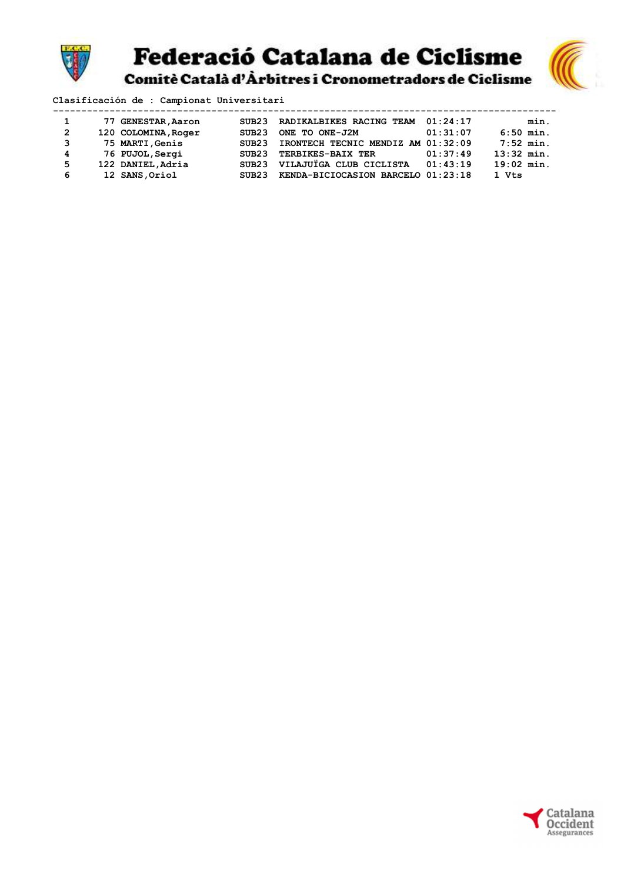# Federació Catalana de Ciclisme

## Comitè Català d'Àrbitres i Cronometradors de Ciclisme

**Clasificación de : Campionat Universitari**

| | | | | | | |
|---|---|---|---|---|---|---|
| 1 | 77 | GENESTAR,Aaron | SUB23 | RADIKALBIKES RACING TEAM | 01:24:17 | min. |
| 2 | 120 | COLOMINA,Roger | SUB23 | ONE TO ONE-J2M | 01:31:07 | 6:50 min. |
| 3 | 75 | MARTI,Genis | SUB23 | IRONTECH TECNIC MENDIZ AM | 01:32:09 | 7:52 min. |
| 4 | 76 | PUJOL,Sergi | SUB23 | TERBIKES-BAIX TER | 01:37:49 | 13:32 min. |
| 5 | 122 | DANIEL,Adria | SUB23 | VILAJUÏGA CLUB CICLISTA | 01:43:19 | 19:02 min. |
| 6 | 12 | SANS,Oriol | SUB23 | KENDA-BICIOCASION BARCELO | 01:23:18 | 1 Vts |